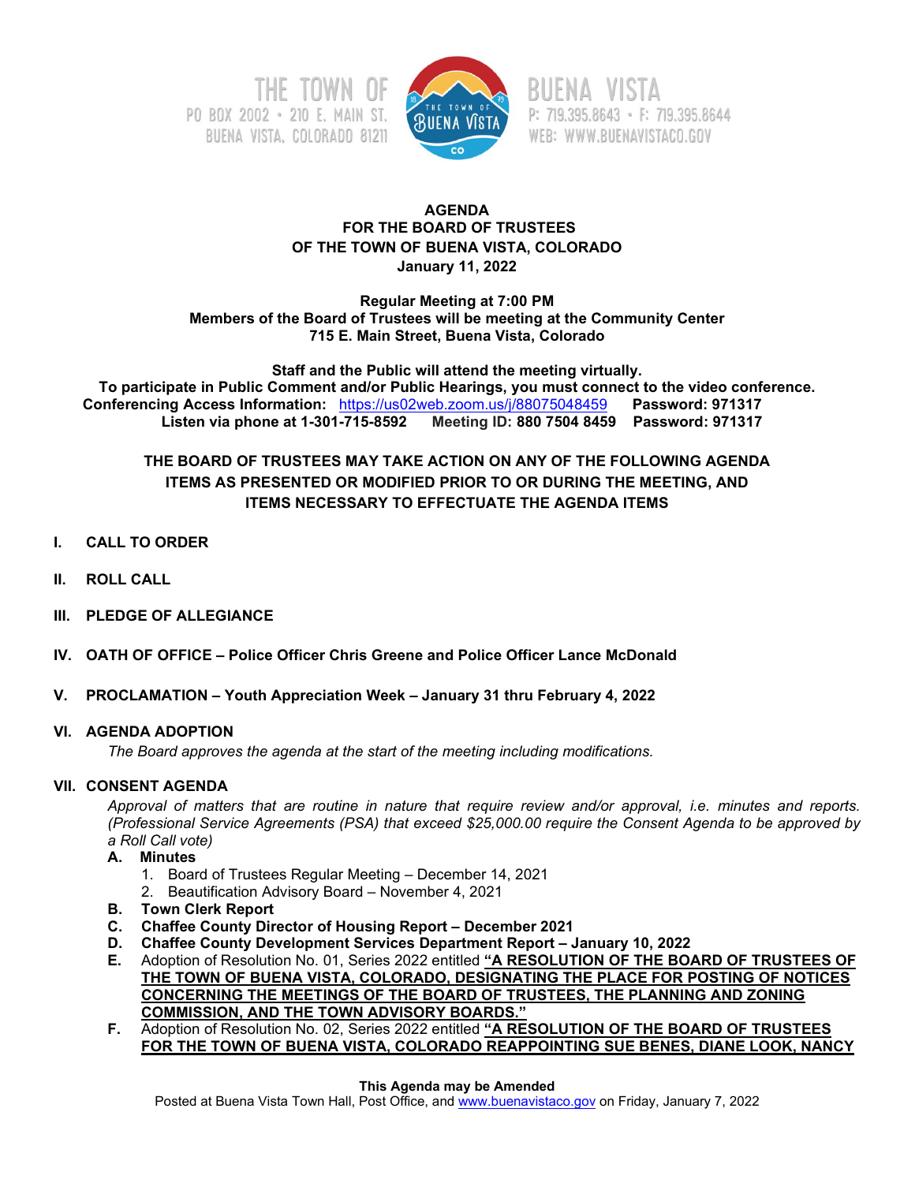THE TOWN OF BUENA VISTA
PO BOX 2002 • 210 E. MAIN ST.
BUENA VISTA, COLORADO 81211
P: 719.395.8643 • F: 719.395.8644
WEB: WWW.BUENAVISTACO.GOV

**AGENDA**
**FOR THE BOARD OF TRUSTEES**
**OF THE TOWN OF BUENA VISTA, COLORADO**
**January 11, 2022**

**Regular Meeting at 7:00 PM**
**Members of the Board of Trustees will be meeting at the Community Center**
**715 E. Main Street, Buena Vista, Colorado**

**Staff and the Public will attend the meeting virtually.**
**To participate in Public Comment and/or Public Hearings, you must connect to the video conference.**
**Conferencing Access Information:** https://us02web.zoom.us/j/88075048459 **Password: 971317**
**Listen via phone at 1-301-715-8592 Meeting ID: 880 7504 8459 Password: 971317**

**THE BOARD OF TRUSTEES MAY TAKE ACTION ON ANY OF THE FOLLOWING AGENDA ITEMS AS PRESENTED OR MODIFIED PRIOR TO OR DURING THE MEETING, AND ITEMS NECESSARY TO EFFECTUATE THE AGENDA ITEMS**

**I. CALL TO ORDER**

**II. ROLL CALL**

**III. PLEDGE OF ALLEGIANCE**

**IV. OATH OF OFFICE – Police Officer Chris Greene and Police Officer Lance McDonald**

**V. PROCLAMATION – Youth Appreciation Week – January 31 thru February 4, 2022**

**VI. AGENDA ADOPTION**

*The Board approves the agenda at the start of the meeting including modifications.*

**VII. CONSENT AGENDA**

*Approval of matters that are routine in nature that require review and/or approval, i.e. minutes and reports. (Professional Service Agreements (PSA) that exceed $25,000.00 require the Consent Agenda to be approved by a Roll Call vote)*

**A. Minutes**
1. Board of Trustees Regular Meeting – December 14, 2021
2. Beautification Advisory Board – November 4, 2021

**B. Town Clerk Report**

**C. Chaffee County Director of Housing Report – December 2021**

**D. Chaffee County Development Services Department Report – January 10, 2022**

**E.** Adoption of Resolution No. 01, Series 2022 entitled **"A RESOLUTION OF THE BOARD OF TRUSTEES OF THE TOWN OF BUENA VISTA, COLORADO, DESIGNATING THE PLACE FOR POSTING OF NOTICES CONCERNING THE MEETINGS OF THE BOARD OF TRUSTEES, THE PLANNING AND ZONING COMMISSION, AND THE TOWN ADVISORY BOARDS."**

**F.** Adoption of Resolution No. 02, Series 2022 entitled **"A RESOLUTION OF THE BOARD OF TRUSTEES FOR THE TOWN OF BUENA VISTA, COLORADO REAPPOINTING SUE BENES, DIANE LOOK, NANCY**

**This Agenda may be Amended**
Posted at Buena Vista Town Hall, Post Office, and www.buenavistaco.gov on Friday, January 7, 2022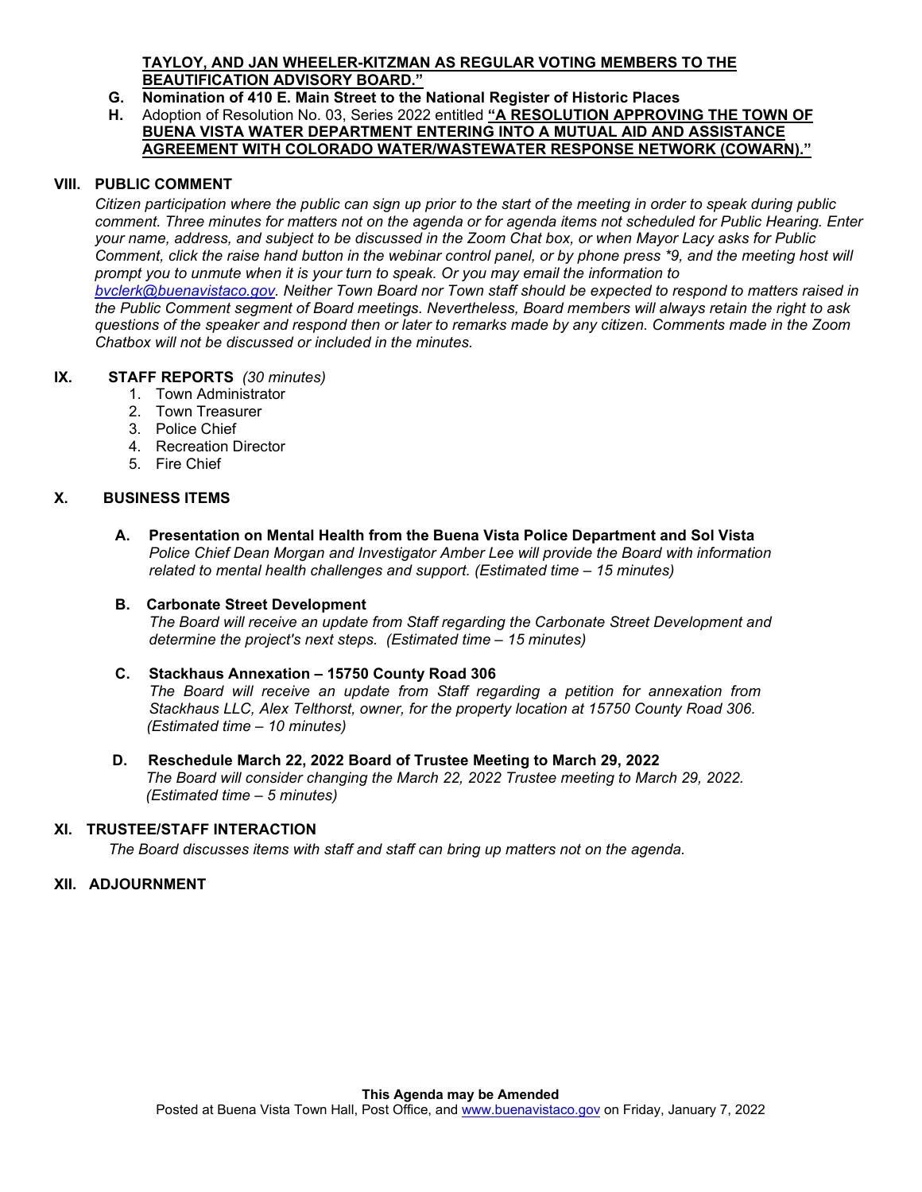**TAYLOY, AND JAN WHEELER-KITZMAN AS REGULAR VOTING MEMBERS TO THE BEAUTIFICATION ADVISORY BOARD."**

**G. Nomination of 410 E. Main Street to the National Register of Historic Places**

**H.** Adoption of Resolution No. 03, Series 2022 entitled **"A RESOLUTION APPROVING THE TOWN OF BUENA VISTA WATER DEPARTMENT ENTERING INTO A MUTUAL AID AND ASSISTANCE AGREEMENT WITH COLORADO WATER/WASTEWATER RESPONSE NETWORK (COWARN)."**

## VIII. PUBLIC COMMENT

*Citizen participation where the public can sign up prior to the start of the meeting in order to speak during public comment. Three minutes for matters not on the agenda or for agenda items not scheduled for Public Hearing. Enter your name, address, and subject to be discussed in the Zoom Chat box, or when Mayor Lacy asks for Public Comment, click the raise hand button in the webinar control panel, or by phone press *9, and the meeting host will prompt you to unmute when it is your turn to speak. Or you may email the information to bvclerk@buenavistaco.gov. Neither Town Board nor Town staff should be expected to respond to matters raised in the Public Comment segment of Board meetings. Nevertheless, Board members will always retain the right to ask questions of the speaker and respond then or later to remarks made by any citizen. Comments made in the Zoom Chatbox will not be discussed or included in the minutes.*

## IX. STAFF REPORTS *(30 minutes)*

1. Town Administrator
2. Town Treasurer
3. Police Chief
4. Recreation Director
5. Fire Chief

## X. BUSINESS ITEMS

**A. Presentation on Mental Health from the Buena Vista Police Department and Sol Vista**
*Police Chief Dean Morgan and Investigator Amber Lee will provide the Board with information related to mental health challenges and support. (Estimated time – 15 minutes)*

**B. Carbonate Street Development**
*The Board will receive an update from Staff regarding the Carbonate Street Development and determine the project's next steps. (Estimated time – 15 minutes)*

**C. Stackhaus Annexation – 15750 County Road 306**
*The Board will receive an update from Staff regarding a petition for annexation from Stackhaus LLC, Alex Telthorst, owner, for the property location at 15750 County Road 306. (Estimated time – 10 minutes)*

**D. Reschedule March 22, 2022 Board of Trustee Meeting to March 29, 2022**
*The Board will consider changing the March 22, 2022 Trustee meeting to March 29, 2022. (Estimated time – 5 minutes)*

## XI. TRUSTEE/STAFF INTERACTION

*The Board discusses items with staff and staff can bring up matters not on the agenda.*

## XII. ADJOURNMENT

**This Agenda may be Amended**

Posted at Buena Vista Town Hall, Post Office, and www.buenavistaco.gov on Friday, January 7, 2022